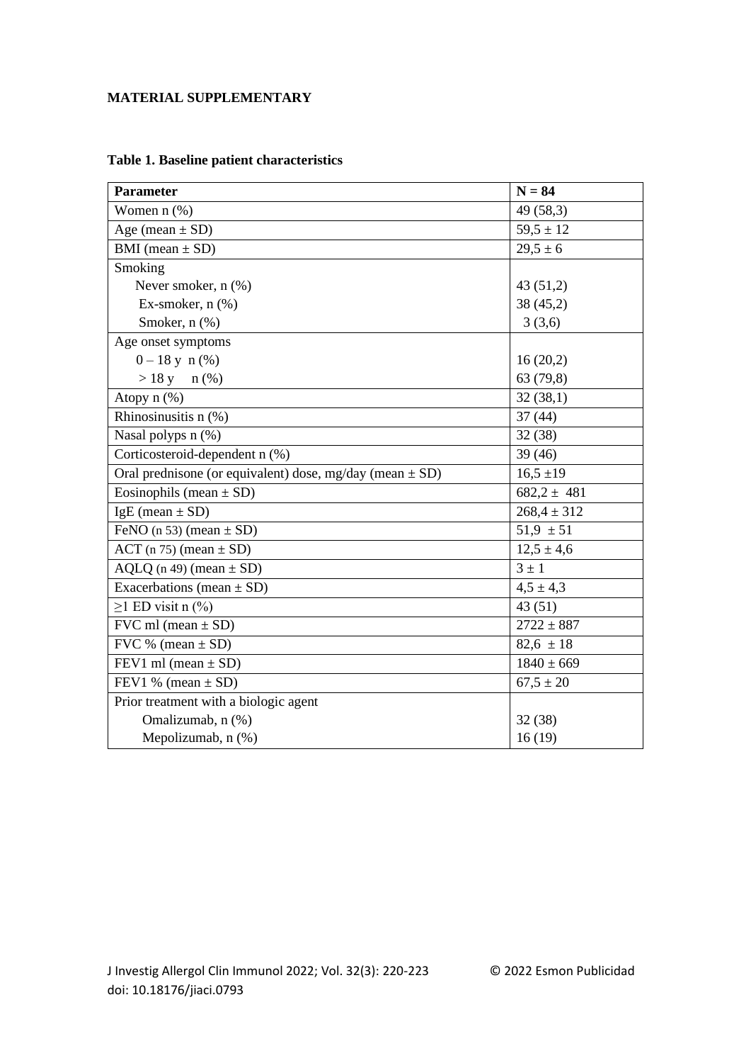**MATERIAL SUPPLEMENTARY**

**Table 1. Baseline patient characteristics**

| **Parameter** | **N = 84** |
|---|---|
| Women n (%) | 49 (58,3) |
| Age (mean ± SD) | 59,5 ± 12 |
| BMI (mean ± SD) | 29,5 ± 6 |
| Smoking | |
| Never smoker, n (%) | 43 (51,2) |
| Ex-smoker, n (%) | 38 (45,2) |
| Smoker, n (%) | 3 (3,6) |
| Age onset symptoms | |
| 0 – 18 y n (%) | 16 (20,2) |
| > 18 y n (%) | 63 (79,8) |
| Atopy n (%) | 32 (38,1) |
| Rhinosinusitis n (%) | 37 (44) |
| Nasal polyps n (%) | 32 (38) |
| Corticosteroid-dependent n (%) | 39 (46) |
| Oral prednisone (or equivalent) dose, mg/day (mean ± SD) | 16,5 ±19 |
| Eosinophils (mean ± SD) | 682,2 ± 481 |
| IgE (mean ± SD) | 268,4 ± 312 |
| FeNO (n 53) (mean ± SD) | 51,9 ± 51 |
| ACT (n 75) (mean ± SD) | 12,5 ± 4,6 |
| AQLQ (n 49) (mean ± SD) | 3 ± 1 |
| Exacerbations (mean ± SD) | 4,5 ± 4,3 |
| ≥1 ED visit n (%) | 43 (51) |
| FVC ml (mean ± SD) | 2722 ± 887 |
| FVC % (mean ± SD) | 82,6 ± 18 |
| FEV1 ml (mean ± SD) | 1840 ± 669 |
| FEV1 % (mean ± SD) | 67,5 ± 20 |
| Prior treatment with a biologic agent | |
| Omalizumab, n (%) | 32 (38) |
| Mepolizumab, n (%) | 16 (19) |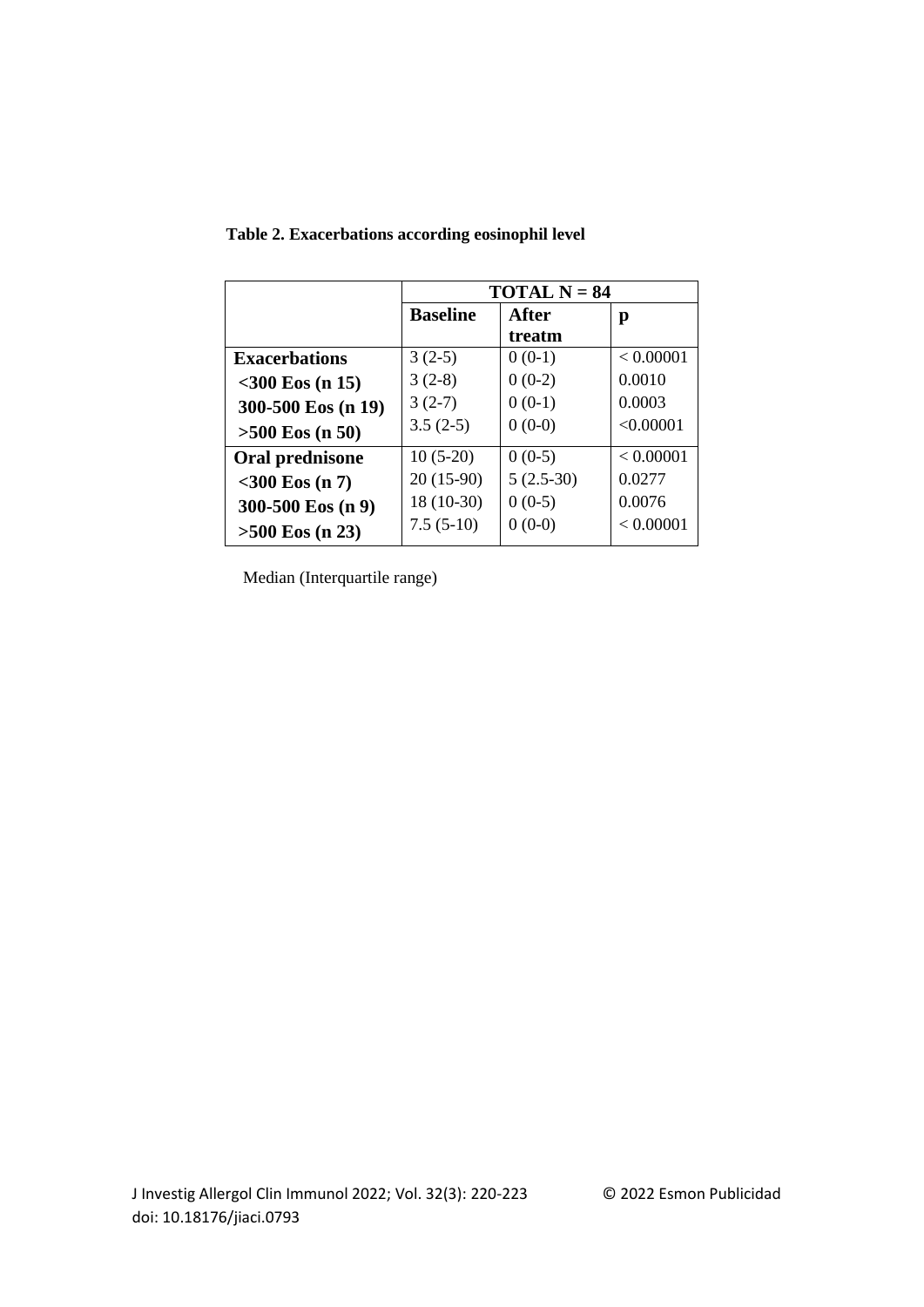**Table 2. Exacerbations according eosinophil level**

| | TOTAL N = 84 | | |
|---|---|---|---|
| | **Baseline** | **After treatm** | **p** |
| **Exacerbations** | 3 (2-5) | 0 (0-1) | < 0.00001 |
| **<300 Eos (n 15)** | 3 (2-8) | 0 (0-2) | 0.0010 |
| **300-500 Eos (n 19)** | 3 (2-7) | 0 (0-1) | 0.0003 |
| **>500 Eos (n 50)** | 3.5 (2-5) | 0 (0-0) | <0.00001 |
| **Oral prednisone** | 10 (5-20) | 0 (0-5) | < 0.00001 |
| **<300 Eos (n 7)** | 20 (15-90) | 5 (2.5-30) | 0.0277 |
| **300-500 Eos (n 9)** | 18 (10-30) | 0 (0-5) | 0.0076 |
| **>500 Eos (n 23)** | 7.5 (5-10) | 0 (0-0) | < 0.00001 |

Median (Interquartile range)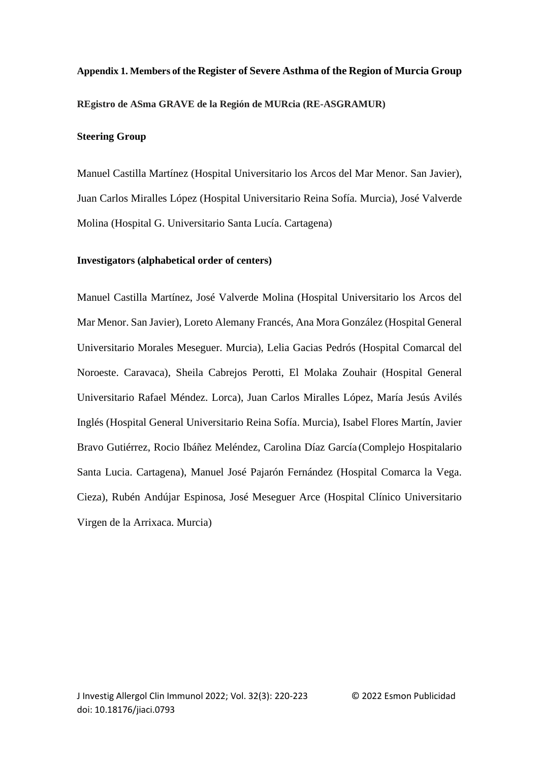**Appendix 1. Members of the Register of Severe Asthma of the Region of Murcia Group**

**REgistro de ASma GRAVE de la Región de MURcia (RE-ASGRAMUR)**

**Steering Group**

Manuel Castilla Martínez (Hospital Universitario los Arcos del Mar Menor. San Javier), Juan Carlos Miralles López (Hospital Universitario Reina Sofía. Murcia), José Valverde Molina (Hospital G. Universitario Santa Lucía. Cartagena)

**Investigators (alphabetical order of centers)**

Manuel Castilla Martínez, José Valverde Molina (Hospital Universitario los Arcos del Mar Menor. San Javier), Loreto Alemany Francés, Ana Mora González (Hospital General Universitario Morales Meseguer. Murcia), Lelia Gacias Pedrós (Hospital Comarcal del Noroeste. Caravaca), Sheila Cabrejos Perotti, El Molaka Zouhair (Hospital General Universitario Rafael Méndez. Lorca), Juan Carlos Miralles López, María Jesús Avilés Inglés (Hospital General Universitario Reina Sofía. Murcia), Isabel Flores Martín, Javier Bravo Gutiérrez, Rocio Ibáñez Meléndez, Carolina Díaz García (Complejo Hospitalario Santa Lucia. Cartagena), Manuel José Pajarón Fernández (Hospital Comarca la Vega. Cieza), Rubén Andújar Espinosa, José Meseguer Arce (Hospital Clínico Universitario Virgen de la Arrixaca. Murcia)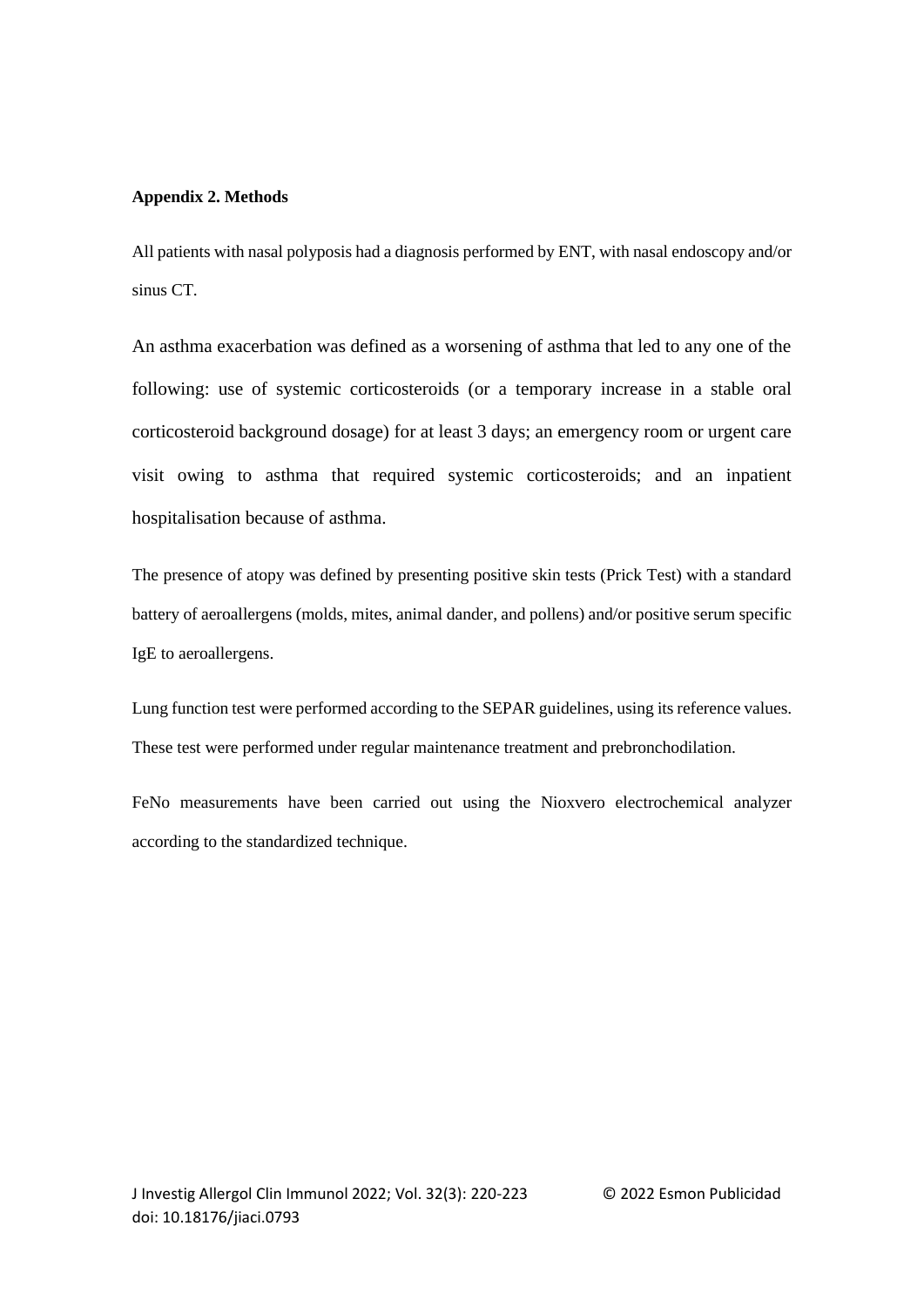**Appendix 2. Methods**

All patients with nasal polyposis had a diagnosis performed by ENT, with nasal endoscopy and/or sinus CT.

An asthma exacerbation was defined as a worsening of asthma that led to any one of the following: use of systemic corticosteroids (or a temporary increase in a stable oral corticosteroid background dosage) for at least 3 days; an emergency room or urgent care visit owing to asthma that required systemic corticosteroids; and an inpatient hospitalisation because of asthma.

The presence of atopy was defined by presenting positive skin tests (Prick Test) with a standard battery of aeroallergens (molds, mites, animal dander, and pollens) and/or positive serum specific IgE to aeroallergens.

Lung function test were performed according to the SEPAR guidelines, using its reference values. These test were performed under regular maintenance treatment and prebronchodilation.

FeNo measurements have been carried out using the Nioxvero electrochemical analyzer according to the standardized technique.